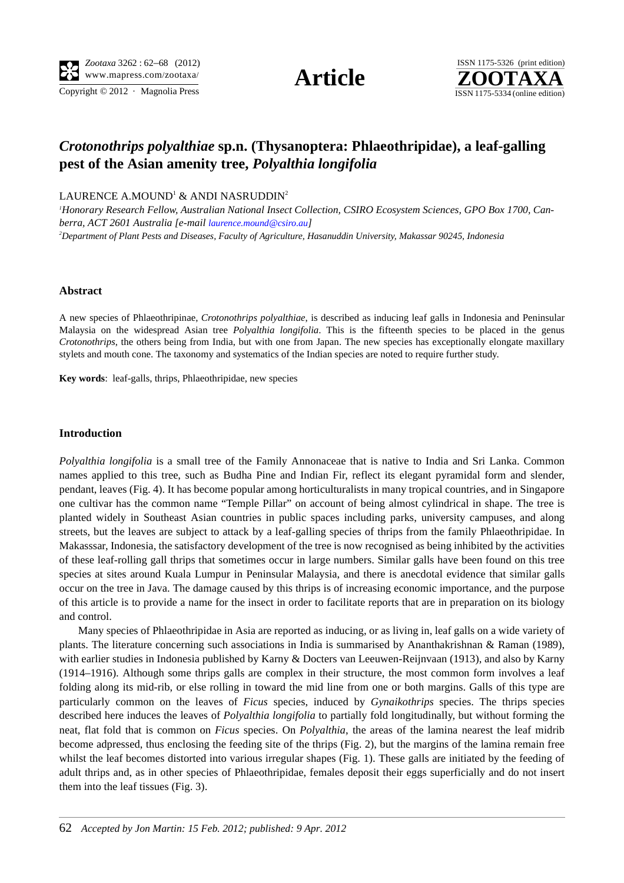# *Crotonothrips polyalthiae* sp.n. (Thysanoptera: Phlaeothripidae), a leaf-galling pest of the Asian amenity tree, *Polyalthia longifolia*

LAURENCE A.MOUND[1] & ANDI NASRUDDIN[2]

[1]*Honorary Research Fellow, Australian National Insect Collection, CSIRO Ecosystem Sciences, GPO Box 1700, Canberra, ACT 2601 Australia [e-mail laurence.mound@csiro.au]*

[2]*Department of Plant Pests and Diseases, Faculty of Agriculture, Hasanuddin University, Makassar 90245, Indonesia*

### Abstract

A new species of Phlaeothripinae, *Crotonothrips polyalthiae*, is described as inducing leaf galls in Indonesia and Peninsular Malaysia on the widespread Asian tree *Polyalthia longifolia*. This is the fifteenth species to be placed in the genus *Crotonothrips*, the others being from India, but with one from Japan. The new species has exceptionally elongate maxillary stylets and mouth cone. The taxonomy and systematics of the Indian species are noted to require further study.

**Key words**: leaf-galls, thrips, Phlaeothripidae, new species

### Introduction

*Polyalthia longifolia* is a small tree of the Family Annonaceae that is native to India and Sri Lanka. Common names applied to this tree, such as Budha Pine and Indian Fir, reflect its elegant pyramidal form and slender, pendant, leaves (Fig. 4). It has become popular among horticulturalists in many tropical countries, and in Singapore one cultivar has the common name "Temple Pillar" on account of being almost cylindrical in shape. The tree is planted widely in Southeast Asian countries in public spaces including parks, university campuses, and along streets, but the leaves are subject to attack by a leaf-galling species of thrips from the family Phlaeothripidae. In Makasssar, Indonesia, the satisfactory development of the tree is now recognised as being inhibited by the activities of these leaf-rolling gall thrips that sometimes occur in large numbers. Similar galls have been found on this tree species at sites around Kuala Lumpur in Peninsular Malaysia, and there is anecdotal evidence that similar galls occur on the tree in Java. The damage caused by this thrips is of increasing economic importance, and the purpose of this article is to provide a name for the insect in order to facilitate reports that are in preparation on its biology and control.

Many species of Phlaeothripidae in Asia are reported as inducing, or as living in, leaf galls on a wide variety of plants. The literature concerning such associations in India is summarised by Ananthakrishnan & Raman (1989), with earlier studies in Indonesia published by Karny & Docters van Leeuwen-Reijnvaan (1913), and also by Karny (1914–1916). Although some thrips galls are complex in their structure, the most common form involves a leaf folding along its mid-rib, or else rolling in toward the mid line from one or both margins. Galls of this type are particularly common on the leaves of *Ficus* species, induced by *Gynaikothrips* species. The thrips species described here induces the leaves of *Polyalthia longifolia* to partially fold longitudinally, but without forming the neat, flat fold that is common on *Ficus* species. On *Polyalthia*, the areas of the lamina nearest the leaf midrib become adpressed, thus enclosing the feeding site of the thrips (Fig. 2), but the margins of the lamina remain free whilst the leaf becomes distorted into various irregular shapes (Fig. 1). These galls are initiated by the feeding of adult thrips and, as in other species of Phlaeothripidae, females deposit their eggs superficially and do not insert them into the leaf tissues (Fig. 3).

*Accepted by Jon Martin: 15 Feb. 2012; published: 9 Apr. 2012*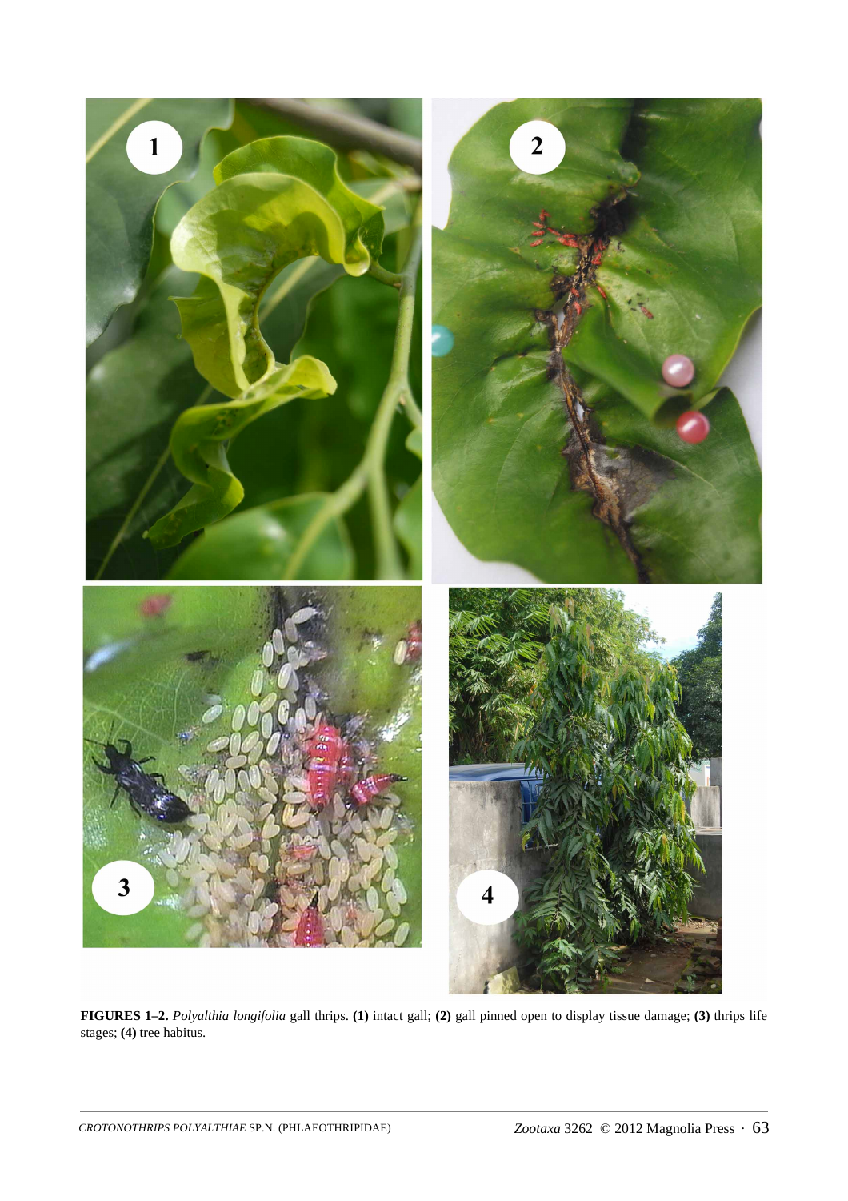**FIGURES 1–2.** *Polyalthia longifolia* gall thrips. **(1)** intact gall; **(2)** gall pinned open to display tissue damage; **(3)** thrips life stages; **(4)** tree habitus.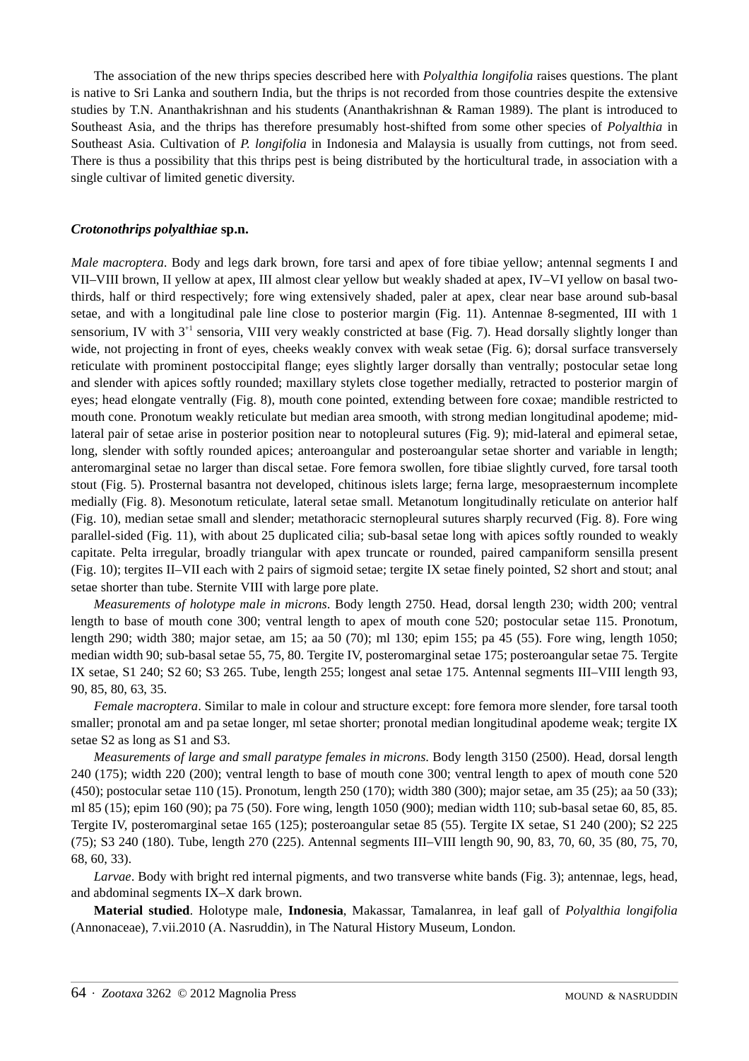The association of the new thrips species described here with *Polyalthia longifolia* raises questions. The plant is native to Sri Lanka and southern India, but the thrips is not recorded from those countries despite the extensive studies by T.N. Ananthakrishnan and his students (Ananthakrishnan & Raman 1989). The plant is introduced to Southeast Asia, and the thrips has therefore presumably host-shifted from some other species of *Polyalthia* in Southeast Asia. Cultivation of *P. longifolia* in Indonesia and Malaysia is usually from cuttings, not from seed. There is thus a possibility that this thrips pest is being distributed by the horticultural trade, in association with a single cultivar of limited genetic diversity.

### *Crotonothrips polyalthiae* sp.n.

*Male macroptera*. Body and legs dark brown, fore tarsi and apex of fore tibiae yellow; antennal segments I and VII–VIII brown, II yellow at apex, III almost clear yellow but weakly shaded at apex, IV–VI yellow on basal two-thirds, half or third respectively; fore wing extensively shaded, paler at apex, clear near base around sub-basal setae, and with a longitudinal pale line close to posterior margin (Fig. 11). Antennae 8-segmented, III with 1 sensorium, IV with $3^{+1}$ sensoria, VIII very weakly constricted at base (Fig. 7). Head dorsally slightly longer than wide, not projecting in front of eyes, cheeks weakly convex with weak setae (Fig. 6); dorsal surface transversely reticulate with prominent postoccipital flange; eyes slightly larger dorsally than ventrally; postocular setae long and slender with apices softly rounded; maxillary stylets close together medially, retracted to posterior margin of eyes; head elongate ventrally (Fig. 8), mouth cone pointed, extending between fore coxae; mandible restricted to mouth cone. Pronotum weakly reticulate but median area smooth, with strong median longitudinal apodeme; mid-lateral pair of setae arise in posterior position near to notopleural sutures (Fig. 9); mid-lateral and epimeral setae, long, slender with softly rounded apices; anteroangular and posteroangular setae shorter and variable in length; anteromarginal setae no larger than discal setae. Fore femora swollen, fore tibiae slightly curved, fore tarsal tooth stout (Fig. 5). Prosternal basantra not developed, chitinous islets large; ferna large, mesopraesternum incomplete medially (Fig. 8). Mesonotum reticulate, lateral setae small. Metanotum longitudinally reticulate on anterior half (Fig. 10), median setae small and slender; metathoracic sternopleural sutures sharply recurved (Fig. 8). Fore wing parallel-sided (Fig. 11), with about 25 duplicated cilia; sub-basal setae long with apices softly rounded to weakly capitate. Pelta irregular, broadly triangular with apex truncate or rounded, paired campaniform sensilla present (Fig. 10); tergites II–VII each with 2 pairs of sigmoid setae; tergite IX setae finely pointed, S2 short and stout; anal setae shorter than tube. Sternite VIII with large pore plate.

*Measurements of holotype male in microns*. Body length 2750. Head, dorsal length 230; width 200; ventral length to base of mouth cone 300; ventral length to apex of mouth cone 520; postocular setae 115. Pronotum, length 290; width 380; major setae, am 15; aa 50 (70); ml 130; epim 155; pa 45 (55). Fore wing, length 1050; median width 90; sub-basal setae 55, 75, 80. Tergite IV, posteromarginal setae 175; posteroangular setae 75. Tergite IX setae, S1 240; S2 60; S3 265. Tube, length 255; longest anal setae 175. Antennal segments III–VIII length 93, 90, 85, 80, 63, 35.

*Female macroptera*. Similar to male in colour and structure except: fore femora more slender, fore tarsal tooth smaller; pronotal am and pa setae longer, ml setae shorter; pronotal median longitudinal apodeme weak; tergite IX setae S2 as long as S1 and S3.

*Measurements of large and small paratype females in microns*. Body length 3150 (2500). Head, dorsal length 240 (175); width 220 (200); ventral length to base of mouth cone 300; ventral length to apex of mouth cone 520 (450); postocular setae 110 (15). Pronotum, length 250 (170); width 380 (300); major setae, am 35 (25); aa 50 (33); ml 85 (15); epim 160 (90); pa 75 (50). Fore wing, length 1050 (900); median width 110; sub-basal setae 60, 85, 85. Tergite IV, posteromarginal setae 165 (125); posteroangular setae 85 (55). Tergite IX setae, S1 240 (200); S2 225 (75); S3 240 (180). Tube, length 270 (225). Antennal segments III–VIII length 90, 90, 83, 70, 60, 35 (80, 75, 70, 68, 60, 33).

*Larvae*. Body with bright red internal pigments, and two transverse white bands (Fig. 3); antennae, legs, head, and abdominal segments IX–X dark brown.

**Material studied**. Holotype male, **Indonesia**, Makassar, Tamalanrea, in leaf gall of *Polyalthia longifolia* (Annonaceae), 7.vii.2010 (A. Nasruddin), in The Natural History Museum, London.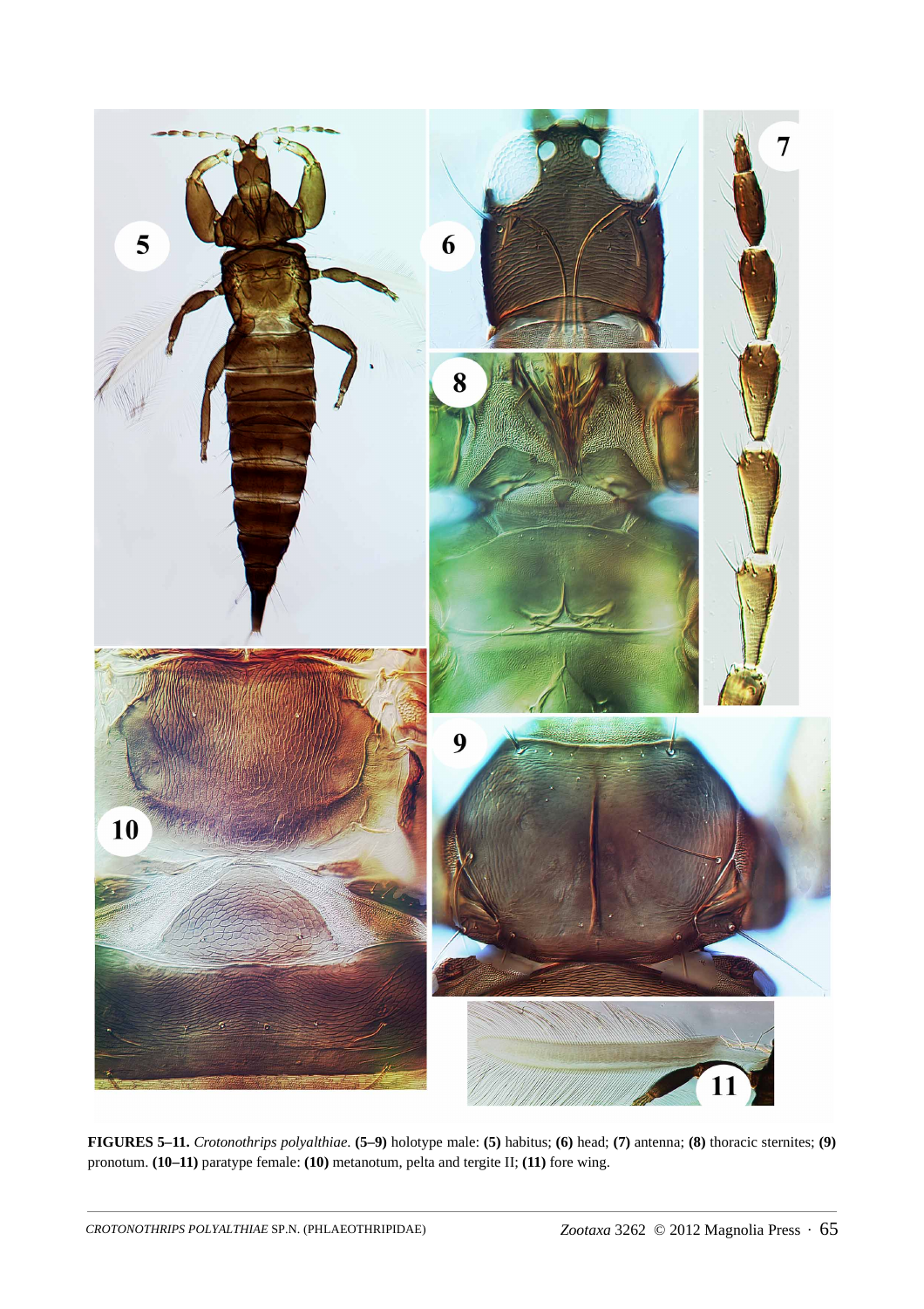**FIGURES 5–11.** *Crotonothrips polyalthiae*. **(5–9)** holotype male: **(5)** habitus; **(6)** head; **(7)** antenna; **(8)** thoracic sternites; **(9)** pronotum. **(10–11)** paratype female: **(10)** metanotum, pelta and tergite II; **(11)** fore wing.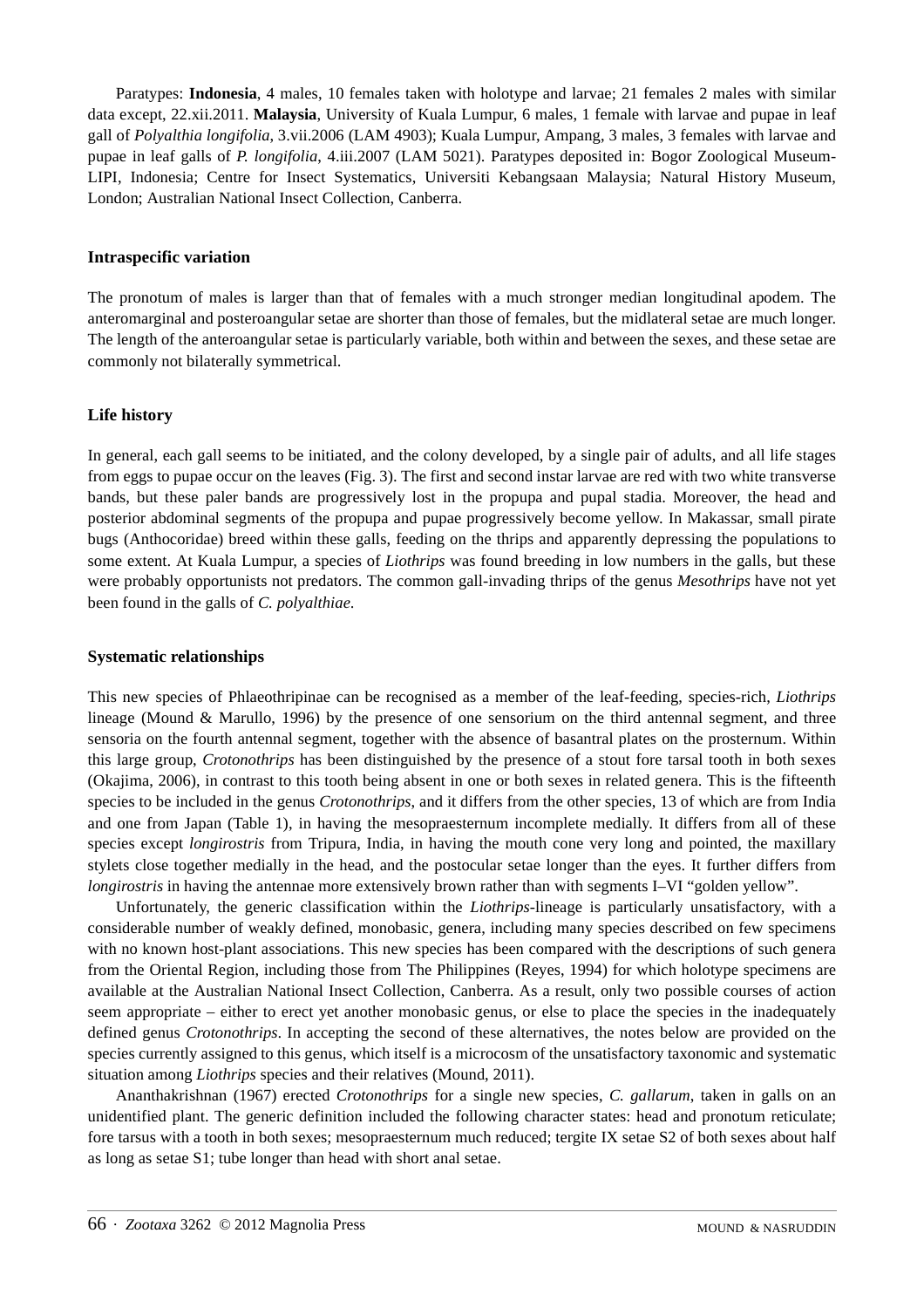Paratypes: **Indonesia**, 4 males, 10 females taken with holotype and larvae; 21 females 2 males with similar data except, 22.xii.2011. **Malaysia**, University of Kuala Lumpur, 6 males, 1 female with larvae and pupae in leaf gall of *Polyalthia longifolia*, 3.vii.2006 (LAM 4903); Kuala Lumpur, Ampang, 3 males, 3 females with larvae and pupae in leaf galls of *P. longifolia*, 4.iii.2007 (LAM 5021). Paratypes deposited in: Bogor Zoological Museum-LIPI, Indonesia; Centre for Insect Systematics, Universiti Kebangsaan Malaysia; Natural History Museum, London; Australian National Insect Collection, Canberra.

### Intraspecific variation

The pronotum of males is larger than that of females with a much stronger median longitudinal apodem. The anteromarginal and posteroangular setae are shorter than those of females, but the midlateral setae are much longer. The length of the anteroangular setae is particularly variable, both within and between the sexes, and these setae are commonly not bilaterally symmetrical.

### Life history

In general, each gall seems to be initiated, and the colony developed, by a single pair of adults, and all life stages from eggs to pupae occur on the leaves (Fig. 3). The first and second instar larvae are red with two white transverse bands, but these paler bands are progressively lost in the propupa and pupal stadia. Moreover, the head and posterior abdominal segments of the propupa and pupae progressively become yellow. In Makassar, small pirate bugs (Anthocoridae) breed within these galls, feeding on the thrips and apparently depressing the populations to some extent. At Kuala Lumpur, a species of *Liothrips* was found breeding in low numbers in the galls, but these were probably opportunists not predators. The common gall-invading thrips of the genus *Mesothrips* have not yet been found in the galls of *C. polyalthiae*.

### Systematic relationships

This new species of Phlaeothripinae can be recognised as a member of the leaf-feeding, species-rich, *Liothrips* lineage (Mound & Marullo, 1996) by the presence of one sensorium on the third antennal segment, and three sensoria on the fourth antennal segment, together with the absence of basantral plates on the prosternum. Within this large group, *Crotonothrips* has been distinguished by the presence of a stout fore tarsal tooth in both sexes (Okajima, 2006), in contrast to this tooth being absent in one or both sexes in related genera. This is the fifteenth species to be included in the genus *Crotonothrips*, and it differs from the other species, 13 of which are from India and one from Japan (Table 1), in having the mesopraesternum incomplete medially. It differs from all of these species except *longirostris* from Tripura, India, in having the mouth cone very long and pointed, the maxillary stylets close together medially in the head, and the postocular setae longer than the eyes. It further differs from *longirostris* in having the antennae more extensively brown rather than with segments I–VI "golden yellow".

Unfortunately, the generic classification within the *Liothrips*-lineage is particularly unsatisfactory, with a considerable number of weakly defined, monobasic, genera, including many species described on few specimens with no known host-plant associations. This new species has been compared with the descriptions of such genera from the Oriental Region, including those from The Philippines (Reyes, 1994) for which holotype specimens are available at the Australian National Insect Collection, Canberra. As a result, only two possible courses of action seem appropriate – either to erect yet another monobasic genus, or else to place the species in the inadequately defined genus *Crotonothrips*. In accepting the second of these alternatives, the notes below are provided on the species currently assigned to this genus, which itself is a microcosm of the unsatisfactory taxonomic and systematic situation among *Liothrips* species and their relatives (Mound, 2011).

Ananthakrishnan (1967) erected *Crotonothrips* for a single new species, *C. gallarum*, taken in galls on an unidentified plant. The generic definition included the following character states: head and pronotum reticulate; fore tarsus with a tooth in both sexes; mesopraesternum much reduced; tergite IX setae S2 of both sexes about half as long as setae S1; tube longer than head with short anal setae.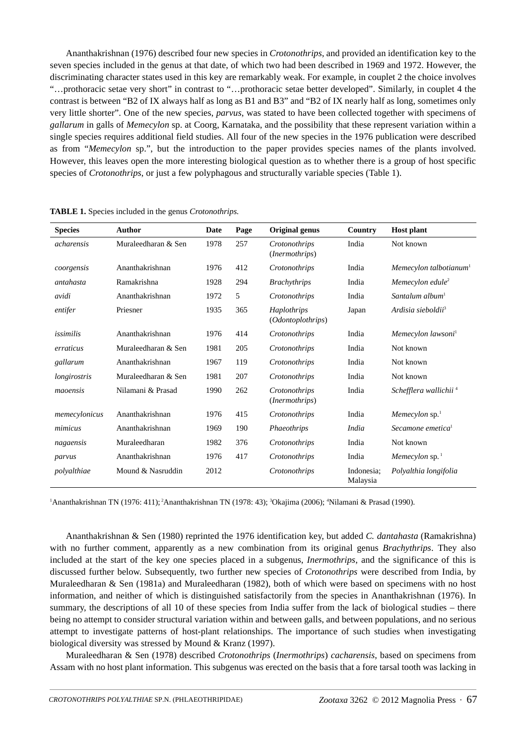Ananthakrishnan (1976) described four new species in *Crotonothrips*, and provided an identification key to the seven species included in the genus at that date, of which two had been described in 1969 and 1972. However, the discriminating character states used in this key are remarkably weak. For example, in couplet 2 the choice involves "…prothoracic setae very short" in contrast to "…prothoracic setae better developed". Similarly, in couplet 4 the contrast is between "B2 of IX always half as long as B1 and B3" and "B2 of IX nearly half as long, sometimes only very little shorter". One of the new species, *parvus*, was stated to have been collected together with specimens of *gallarum* in galls of *Memecylon* sp. at Coorg, Karnataka, and the possibility that these represent variation within a single species requires additional field studies. All four of the new species in the 1976 publication were described as from "*Memecylon* sp.", but the introduction to the paper provides species names of the plants involved. However, this leaves open the more interesting biological question as to whether there is a group of host specific species of *Crotonothrips*, or just a few polyphagous and structurally variable species (Table 1).

**TABLE 1.** Species included in the genus *Crotonothrips.*

| Species | Author | Date | Page | Original genus | Country | Host plant |
|---|---|---|---|---|---|---|
| *acharensis* | Muraleedharan & Sen | 1978 | 257 | *Crotonothrips* (*Inermothrips*) | India | Not known |
| *coorgensis* | Ananthakrishnan | 1976 | 412 | *Crotonothrips* | India | *Memecylon talbotianum*[1] |
| *antahasta* | Ramakrishna | 1928 | 294 | *Brachythrips* | India | *Memecylon edule*[2] |
| *avidi* | Ananthakrishnan | 1972 | 5 | *Crotonothrips* | India | *Santalum album*[1] |
| *entifer* | Priesner | 1935 | 365 | *Haplothrips* (*Odontoplothrips*) | Japan | *Ardisia sieboldii*[3] |
| *issimilis* | Ananthakrishnan | 1976 | 414 | *Crotonothrips* | India | *Memecylon lawsoni*[1] |
| *erraticus* | Muraleedharan & Sen | 1981 | 205 | *Crotonothrips* | India | Not known |
| *gallarum* | Ananthakrishnan | 1967 | 119 | *Crotonothrips* | India | Not known |
| *longirostris* | Muraleedharan & Sen | 1981 | 207 | *Crotonothrips* | India | Not known |
| *maoensis* | Nilamani & Prasad | 1990 | 262 | *Crotonothrips* (*Inermothrips*) | India | *Schefflera wallichii* [4] |
| *memecylonicus* | Ananthakrishnan | 1976 | 415 | *Crotonothrips* | India | *Memecylon* sp.[1] |
| *mimicus* | Ananthakrishnan | 1969 | 190 | *Phaeothrips* | *India* | *Secamone emetica*[1] |
| *nagaensis* | Muraleedharan | 1982 | 376 | *Crotonothrips* | India | Not known |
| *parvus* | Ananthakrishnan | 1976 | 417 | *Crotonothrips* | India | *Memecylon* sp. [1] |
| *polyalthiae* | Mound & Nasruddin | 2012 | | *Crotonothrips* | Indonesia; Malaysia | *Polyalthia longifolia* |

[1]Ananthakrishnan TN (1976: 411); [2]Ananthakrishnan TN (1978: 43); [3]Okajima (2006); [4]Nilamani & Prasad (1990).

Ananthakrishnan & Sen (1980) reprinted the 1976 identification key, but added *C. dantahasta* (Ramakrishna) with no further comment, apparently as a new combination from its original genus *Brachythrips*. They also included at the start of the key one species placed in a subgenus, *Inermothrips*, and the significance of this is discussed further below. Subsequently, two further new species of *Crotonothrips* were described from India, by Muraleedharan & Sen (1981a) and Muraleedharan (1982), both of which were based on specimens with no host information, and neither of which is distinguished satisfactorily from the species in Ananthakrishnan (1976). In summary, the descriptions of all 10 of these species from India suffer from the lack of biological studies – there being no attempt to consider structural variation within and between galls, and between populations, and no serious attempt to investigate patterns of host-plant relationships. The importance of such studies when investigating biological diversity was stressed by Mound & Kranz (1997).

Muraleedharan & Sen (1978) described *Crotonothrips* (*Inermothrips*) *cacharensis*, based on specimens from Assam with no host plant information. This subgenus was erected on the basis that a fore tarsal tooth was lacking in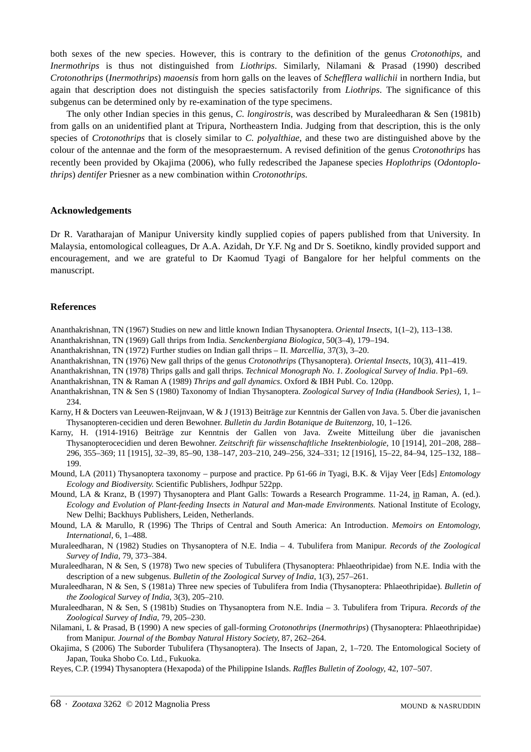both sexes of the new species. However, this is contrary to the definition of the genus *Crotonothips*, and *Inermothrips* is thus not distinguished from *Liothrips*. Similarly, Nilamani & Prasad (1990) described *Crotonothrips* (*Inermothrips*) *maoensis* from horn galls on the leaves of *Schefflera wallichii* in northern India, but again that description does not distinguish the species satisfactorily from *Liothrips*. The significance of this subgenus can be determined only by re-examination of the type specimens.

The only other Indian species in this genus, *C. longirostris*, was described by Muraleedharan & Sen (1981b) from galls on an unidentified plant at Tripura, Northeastern India. Judging from that description, this is the only species of *Crotonothrips* that is closely similar to *C. polyalthiae*, and these two are distinguished above by the colour of the antennae and the form of the mesopraesternum. A revised definition of the genus *Crotonothrips* has recently been provided by Okajima (2006), who fully redescribed the Japanese species *Hoplothrips* (*Odontoplothrips*) *dentifer* Priesner as a new combination within *Crotonothrips*.

## Acknowledgements

Dr R. Varatharajan of Manipur University kindly supplied copies of papers published from that University. In Malaysia, entomological colleagues, Dr A.A. Azidah, Dr Y.F. Ng and Dr S. Soetikno, kindly provided support and encouragement, and we are grateful to Dr Kaomud Tyagi of Bangalore for her helpful comments on the manuscript.

## References

Ananthakrishnan, TN (1967) Studies on new and little known Indian Thysanoptera. *Oriental Insects*, 1(1–2), 113–138.

Ananthakrishnan, TN (1969) Gall thrips from India. *Senckenbergiana Biologica*, 50(3–4), 179–194.

Ananthakrishnan, TN (1972) Further studies on Indian gall thrips – II. *Marcellia*, 37(3), 3–20.

Ananthakrishnan, TN (1976) New gall thrips of the genus *Crotonothrips* (Thysanoptera). *Oriental Insects*, 10(3), 411–419.

Ananthakrishnan, TN (1978) Thrips galls and gall thrips. *Technical Monograph No. 1. Zoological Survey of India*. Pp1–69.

Ananthakrishnan, TN & Raman A (1989) *Thrips and gall dynamics*. Oxford & IBH Publ. Co. 120pp.

Ananthakrishnan, TN & Sen S (1980) Taxonomy of Indian Thysanoptera. *Zoological Survey of India (Handbook Series)*, 1, 1–234.

Karny, H & Docters van Leeuwen-Reijnvaan, W & J (1913) Beiträge zur Kenntnis der Gallen von Java. 5. Über die javanischen Thysanopteren-cecidien und deren Bewohner. *Bulletin du Jardin Botanique de Buitenzorg*, 10, 1–126.

Karny, H. (1914-1916) Beiträge zur Kenntnis der Gallen von Java. Zweite Mitteilung über die javanischen Thysanopterocecidien und deren Bewohner. *Zeitschrift für wissenschaftliche Insektenbiologie*, 10 [1914], 201–208, 288–296, 355–369; 11 [1915], 32–39, 85–90, 138–147, 203–210, 249–256, 324–331; 12 [1916], 15–22, 84–94, 125–132, 188–199.

Mound, LA (2011) Thysanoptera taxonomy – purpose and practice. Pp 61-66 *in* Tyagi, B.K. & Vijay Veer [Eds] *Entomology Ecology and Biodiversity.* Scientific Publishers, Jodhpur 522pp.

Mound, LA & Kranz, B (1997) Thysanoptera and Plant Galls: Towards a Research Programme. 11-24, in Raman, A. (ed.). *Ecology and Evolution of Plant-feeding Insects in Natural and Man-made Environments.* National Institute of Ecology, New Delhi; Backhuys Publishers, Leiden, Netherlands.

Mound, LA & Marullo, R (1996) The Thrips of Central and South America: An Introduction. *Memoirs on Entomology, International*, 6, 1–488.

Muraleedharan, N (1982) Studies on Thysanoptera of N.E. India – 4. Tubulifera from Manipur. *Records of the Zoological Survey of India*, 79, 373–384.

Muraleedharan, N & Sen, S (1978) Two new species of Tubulifera (Thysanoptera: Phlaeothripidae) from N.E. India with the description of a new subgenus. *Bulletin of the Zoological Survey of India*, 1(3), 257–261.

Muraleedharan, N & Sen, S (1981a) Three new species of Tubulifera from India (Thysanoptera: Phlaeothripidae). *Bulletin of the Zoological Survey of India*, 3(3), 205–210.

Muraleedharan, N & Sen, S (1981b) Studies on Thysanoptera from N.E. India – 3. Tubulifera from Tripura. *Records of the Zoological Survey of India*, 79, 205–230.

Nilamani, L & Prasad, B (1990) A new species of gall-forming *Crotonothrips* (*Inermothrips*) (Thysanoptera: Phlaeothripidae) from Manipur. *Journal of the Bombay Natural History Society*, 87, 262–264.

Okajima, S (2006) The Suborder Tubulifera (Thysanoptera). The Insects of Japan, 2, 1–720. The Entomological Society of Japan, Touka Shobo Co. Ltd., Fukuoka.

Reyes, C.P. (1994) Thysanoptera (Hexapoda) of the Philippine Islands. *Raffles Bulletin of Zoology*, 42, 107–507.